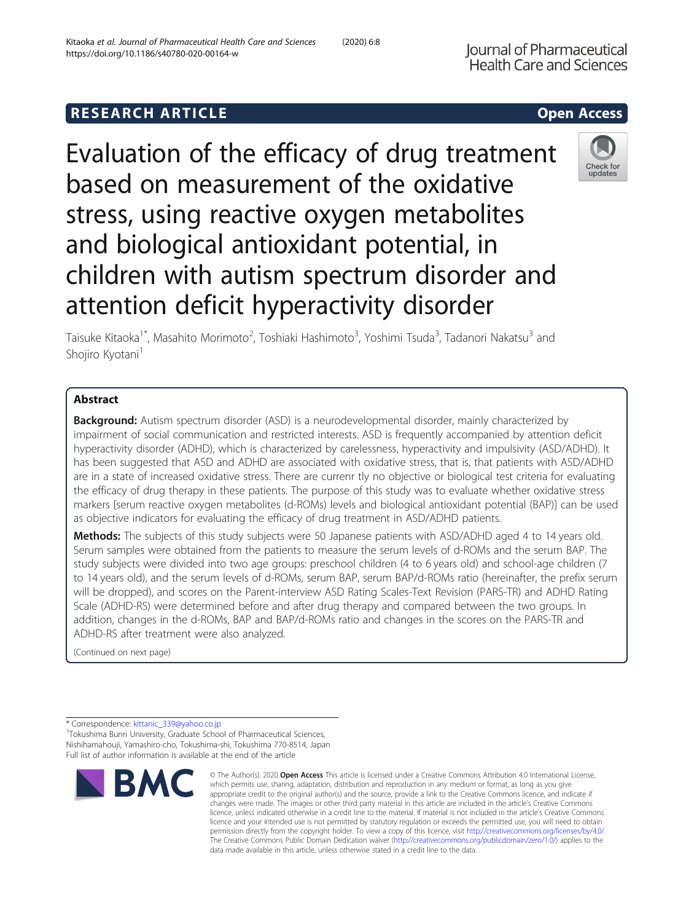RESEARCH ARTICLE

Open Access

# Evaluation of the efficacy of drug treatment based on measurement of the oxidative stress, using reactive oxygen metabolites and biological antioxidant potential, in children with autism spectrum disorder and attention deficit hyperactivity disorder

Taisuke Kitaoka[1*], Masahito Morimoto[2], Toshiaki Hashimoto[3], Yoshimi Tsuda[3], Tadanori Nakatsu[3] and Shojiro Kyotani[1]

## Abstract

**Background:** Autism spectrum disorder (ASD) is a neurodevelopmental disorder, mainly characterized by impairment of social communication and restricted interests. ASD is frequently accompanied by attention deficit hyperactivity disorder (ADHD), which is characterized by carelessness, hyperactivity and impulsivity (ASD/ADHD). It has been suggested that ASD and ADHD are associated with oxidative stress, that is, that patients with ASD/ADHD are in a state of increased oxidative stress. There are currenr tly no objective or biological test criteria for evaluating the efficacy of drug therapy in these patients. The purpose of this study was to evaluate whether oxidative stress markers [serum reactive oxygen metabolites (d-ROMs) levels and biological antioxidant potential (BAP)] can be used as objective indicators for evaluating the efficacy of drug treatment in ASD/ADHD patients.

**Methods:** The subjects of this study subjects were 50 Japanese patients with ASD/ADHD aged 4 to 14 years old. Serum samples were obtained from the patients to measure the serum levels of d-ROMs and the serum BAP. The study subjects were divided into two age groups: preschool children (4 to 6 years old) and school-age children (7 to 14 years old), and the serum levels of d-ROMs, serum BAP, serum BAP/d-ROMs ratio (hereinafter, the prefix serum will be dropped), and scores on the Parent-interview ASD Rating Scales-Text Revision (PARS-TR) and ADHD Rating Scale (ADHD-RS) were determined before and after drug therapy and compared between the two groups. In addition, changes in the d-ROMs, BAP and BAP/d-ROMs ratio and changes in the scores on the PARS-TR and ADHD-RS after treatment were also analyzed.

(Continued on next page)

* Correspondence: kittanic_339@yahoo.co.jp
[1]Tokushima Bunri University, Graduate School of Pharmaceutical Sciences, Nishihamahouji, Yamashiro-cho, Tokushima-shi, Tokushima 770-8514, Japan
Full list of author information is available at the end of the article

© The Author(s). 2020 **Open Access** This article is licensed under a Creative Commons Attribution 4.0 International License, which permits use, sharing, adaptation, distribution and reproduction in any medium or format, as long as you give appropriate credit to the original author(s) and the source, provide a link to the Creative Commons licence, and indicate if changes were made. The images or other third party material in this article are included in the article's Creative Commons licence, unless indicated otherwise in a credit line to the material. If material is not included in the article's Creative Commons licence and your intended use is not permitted by statutory regulation or exceeds the permitted use, you will need to obtain permission directly from the copyright holder. To view a copy of this licence, visit http://creativecommons.org/licenses/by/4.0/. The Creative Commons Public Domain Dedication waiver (http://creativecommons.org/publicdomain/zero/1.0/) applies to the data made available in this article, unless otherwise stated in a credit line to the data.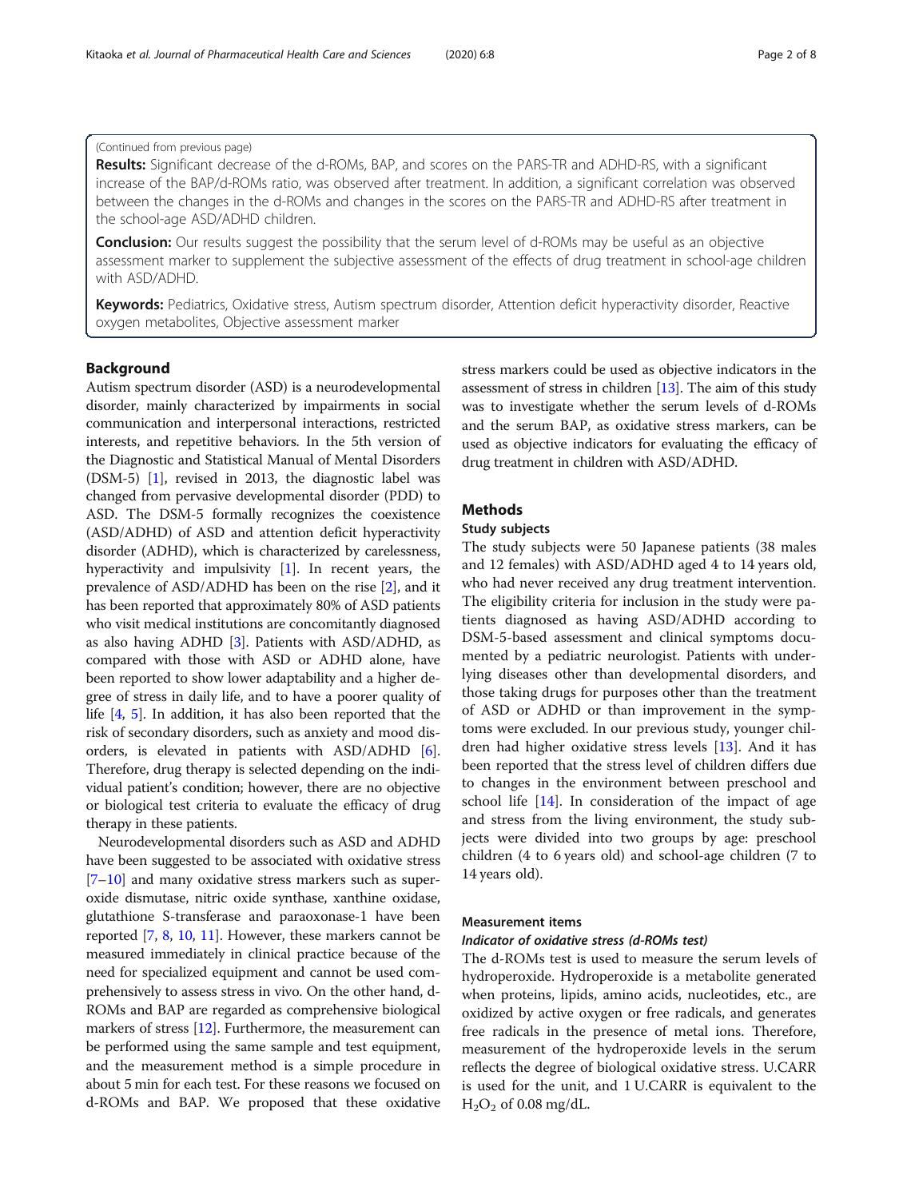(Continued from previous page)

**Results:** Significant decrease of the d-ROMs, BAP, and scores on the PARS-TR and ADHD-RS, with a significant increase of the BAP/d-ROMs ratio, was observed after treatment. In addition, a significant correlation was observed between the changes in the d-ROMs and changes in the scores on the PARS-TR and ADHD-RS after treatment in the school-age ASD/ADHD children.

**Conclusion:** Our results suggest the possibility that the serum level of d-ROMs may be useful as an objective assessment marker to supplement the subjective assessment of the effects of drug treatment in school-age children with ASD/ADHD.

**Keywords:** Pediatrics, Oxidative stress, Autism spectrum disorder, Attention deficit hyperactivity disorder, Reactive oxygen metabolites, Objective assessment marker

## Background

Autism spectrum disorder (ASD) is a neurodevelopmental disorder, mainly characterized by impairments in social communication and interpersonal interactions, restricted interests, and repetitive behaviors. In the 5th version of the Diagnostic and Statistical Manual of Mental Disorders (DSM-5) [1], revised in 2013, the diagnostic label was changed from pervasive developmental disorder (PDD) to ASD. The DSM-5 formally recognizes the coexistence (ASD/ADHD) of ASD and attention deficit hyperactivity disorder (ADHD), which is characterized by carelessness, hyperactivity and impulsivity [1]. In recent years, the prevalence of ASD/ADHD has been on the rise [2], and it has been reported that approximately 80% of ASD patients who visit medical institutions are concomitantly diagnosed as also having ADHD [3]. Patients with ASD/ADHD, as compared with those with ASD or ADHD alone, have been reported to show lower adaptability and a higher degree of stress in daily life, and to have a poorer quality of life [4, 5]. In addition, it has also been reported that the risk of secondary disorders, such as anxiety and mood disorders, is elevated in patients with ASD/ADHD [6]. Therefore, drug therapy is selected depending on the individual patient's condition; however, there are no objective or biological test criteria to evaluate the efficacy of drug therapy in these patients.

Neurodevelopmental disorders such as ASD and ADHD have been suggested to be associated with oxidative stress [7–10] and many oxidative stress markers such as superoxide dismutase, nitric oxide synthase, xanthine oxidase, glutathione S-transferase and paraoxonase-1 have been reported [7, 8, 10, 11]. However, these markers cannot be measured immediately in clinical practice because of the need for specialized equipment and cannot be used comprehensively to assess stress in vivo. On the other hand, d-ROMs and BAP are regarded as comprehensive biological markers of stress [12]. Furthermore, the measurement can be performed using the same sample and test equipment, and the measurement method is a simple procedure in about 5 min for each test. For these reasons we focused on d-ROMs and BAP. We proposed that these oxidative stress markers could be used as objective indicators in the assessment of stress in children [13]. The aim of this study was to investigate whether the serum levels of d-ROMs and the serum BAP, as oxidative stress markers, can be used as objective indicators for evaluating the efficacy of drug treatment in children with ASD/ADHD.

## Methods

### Study subjects

The study subjects were 50 Japanese patients (38 males and 12 females) with ASD/ADHD aged 4 to 14 years old, who had never received any drug treatment intervention. The eligibility criteria for inclusion in the study were patients diagnosed as having ASD/ADHD according to DSM-5-based assessment and clinical symptoms documented by a pediatric neurologist. Patients with underlying diseases other than developmental disorders, and those taking drugs for purposes other than the treatment of ASD or ADHD or than improvement in the symptoms were excluded. In our previous study, younger children had higher oxidative stress levels [13]. And it has been reported that the stress level of children differs due to changes in the environment between preschool and school life [14]. In consideration of the impact of age and stress from the living environment, the study subjects were divided into two groups by age: preschool children (4 to 6 years old) and school-age children (7 to 14 years old).

### Measurement items

#### *Indicator of oxidative stress (d-ROMs test)*

The d-ROMs test is used to measure the serum levels of hydroperoxide. Hydroperoxide is a metabolite generated when proteins, lipids, amino acids, nucleotides, etc., are oxidized by active oxygen or free radicals, and generates free radicals in the presence of metal ions. Therefore, measurement of the hydroperoxide levels in the serum reflects the degree of biological oxidative stress. U.CARR is used for the unit, and 1 U.CARR is equivalent to the $H_2O_2$ of 0.08 mg/dL.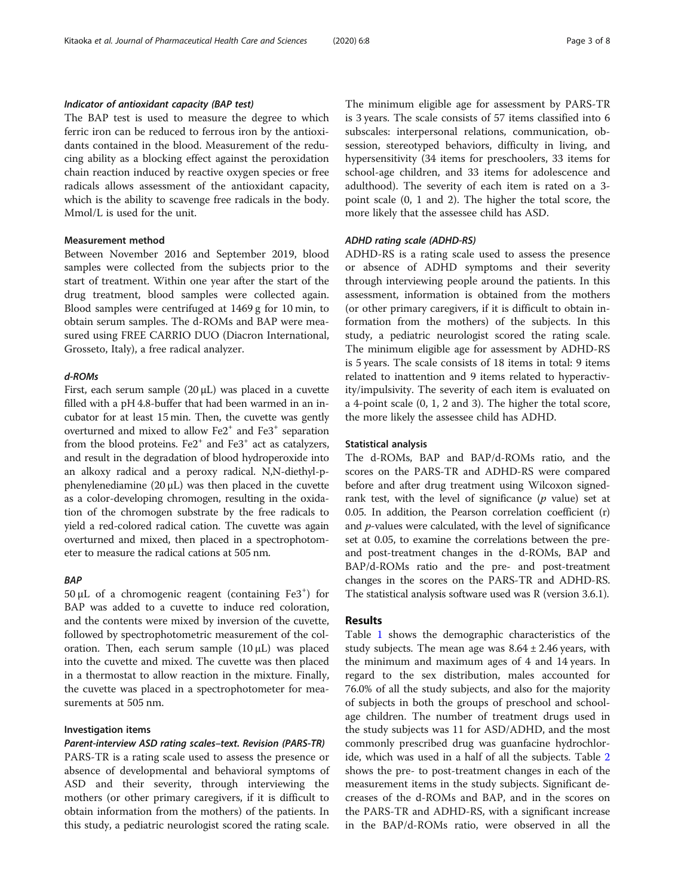#### *Indicator of antioxidant capacity (BAP test)*

The BAP test is used to measure the degree to which ferric iron can be reduced to ferrous iron by the antioxidants contained in the blood. Measurement of the reducing ability as a blocking effect against the peroxidation chain reaction induced by reactive oxygen species or free radicals allows assessment of the antioxidant capacity, which is the ability to scavenge free radicals in the body. Mmol/L is used for the unit.

### Measurement method

Between November 2016 and September 2019, blood samples were collected from the subjects prior to the start of treatment. Within one year after the start of the drug treatment, blood samples were collected again. Blood samples were centrifuged at 1469 g for 10 min, to obtain serum samples. The d-ROMs and BAP were measured using FREE CARRIO DUO (Diacron International, Grosseto, Italy), a free radical analyzer.

#### *d-ROMs*

First, each serum sample (20 μL) was placed in a cuvette filled with a pH 4.8-buffer that had been warmed in an incubator for at least 15 min. Then, the cuvette was gently overturned and mixed to allow $Fe2^{+}$ and $Fe3^{+}$ separation from the blood proteins. $Fe2^{+}$ and $Fe3^{+}$ act as catalyzers, and result in the degradation of blood hydroperoxide into an alkoxy radical and a peroxy radical. N,N-diethyl-p-phenylenediamine (20 μL) was then placed in the cuvette as a color-developing chromogen, resulting in the oxidation of the chromogen substrate by the free radicals to yield a red-colored radical cation. The cuvette was again overturned and mixed, then placed in a spectrophotometer to measure the radical cations at 505 nm.

#### *BAP*

50 μL of a chromogenic reagent (containing $Fe3^{+}$) for BAP was added to a cuvette to induce red coloration, and the contents were mixed by inversion of the cuvette, followed by spectrophotometric measurement of the coloration. Then, each serum sample (10 μL) was placed into the cuvette and mixed. The cuvette was then placed in a thermostat to allow reaction in the mixture. Finally, the cuvette was placed in a spectrophotometer for measurements at 505 nm.

### Investigation items

#### *Parent-interview ASD rating scales–text. Revision (PARS-TR)*

PARS-TR is a rating scale used to assess the presence or absence of developmental and behavioral symptoms of ASD and their severity, through interviewing the mothers (or other primary caregivers, if it is difficult to obtain information from the mothers) of the patients. In this study, a pediatric neurologist scored the rating scale. The minimum eligible age for assessment by PARS-TR is 3 years. The scale consists of 57 items classified into 6 subscales: interpersonal relations, communication, obsession, stereotyped behaviors, difficulty in living, and hypersensitivity (34 items for preschoolers, 33 items for school-age children, and 33 items for adolescence and adulthood). The severity of each item is rated on a 3-point scale (0, 1 and 2). The higher the total score, the more likely that the assessee child has ASD.

#### *ADHD rating scale (ADHD-RS)*

ADHD-RS is a rating scale used to assess the presence or absence of ADHD symptoms and their severity through interviewing people around the patients. In this assessment, information is obtained from the mothers (or other primary caregivers, if it is difficult to obtain information from the mothers) of the subjects. In this study, a pediatric neurologist scored the rating scale. The minimum eligible age for assessment by ADHD-RS is 5 years. The scale consists of 18 items in total: 9 items related to inattention and 9 items related to hyperactivity/impulsivity. The severity of each item is evaluated on a 4-point scale (0, 1, 2 and 3). The higher the total score, the more likely the assessee child has ADHD.

### Statistical analysis

The d-ROMs, BAP and BAP/d-ROMs ratio, and the scores on the PARS-TR and ADHD-RS were compared before and after drug treatment using Wilcoxon signed-rank test, with the level of significance ($p$ value) set at 0.05. In addition, the Pearson correlation coefficient (r) and $p$-values were calculated, with the level of significance set at 0.05, to examine the correlations between the pre- and post-treatment changes in the d-ROMs, BAP and BAP/d-ROMs ratio and the pre- and post-treatment changes in the scores on the PARS-TR and ADHD-RS. The statistical analysis software used was R (version 3.6.1).

## Results

Table 1 shows the demographic characteristics of the study subjects. The mean age was 8.64 ± 2.46 years, with the minimum and maximum ages of 4 and 14 years. In regard to the sex distribution, males accounted for 76.0% of all the study subjects, and also for the majority of subjects in both the groups of preschool and school-age children. The number of treatment drugs used in the study subjects was 11 for ASD/ADHD, and the most commonly prescribed drug was guanfacine hydrochloride, which was used in a half of all the subjects. Table 2 shows the pre- to post-treatment changes in each of the measurement items in the study subjects. Significant decreases of the d-ROMs and BAP, and in the scores on the PARS-TR and ADHD-RS, with a significant increase in the BAP/d-ROMs ratio, were observed in all the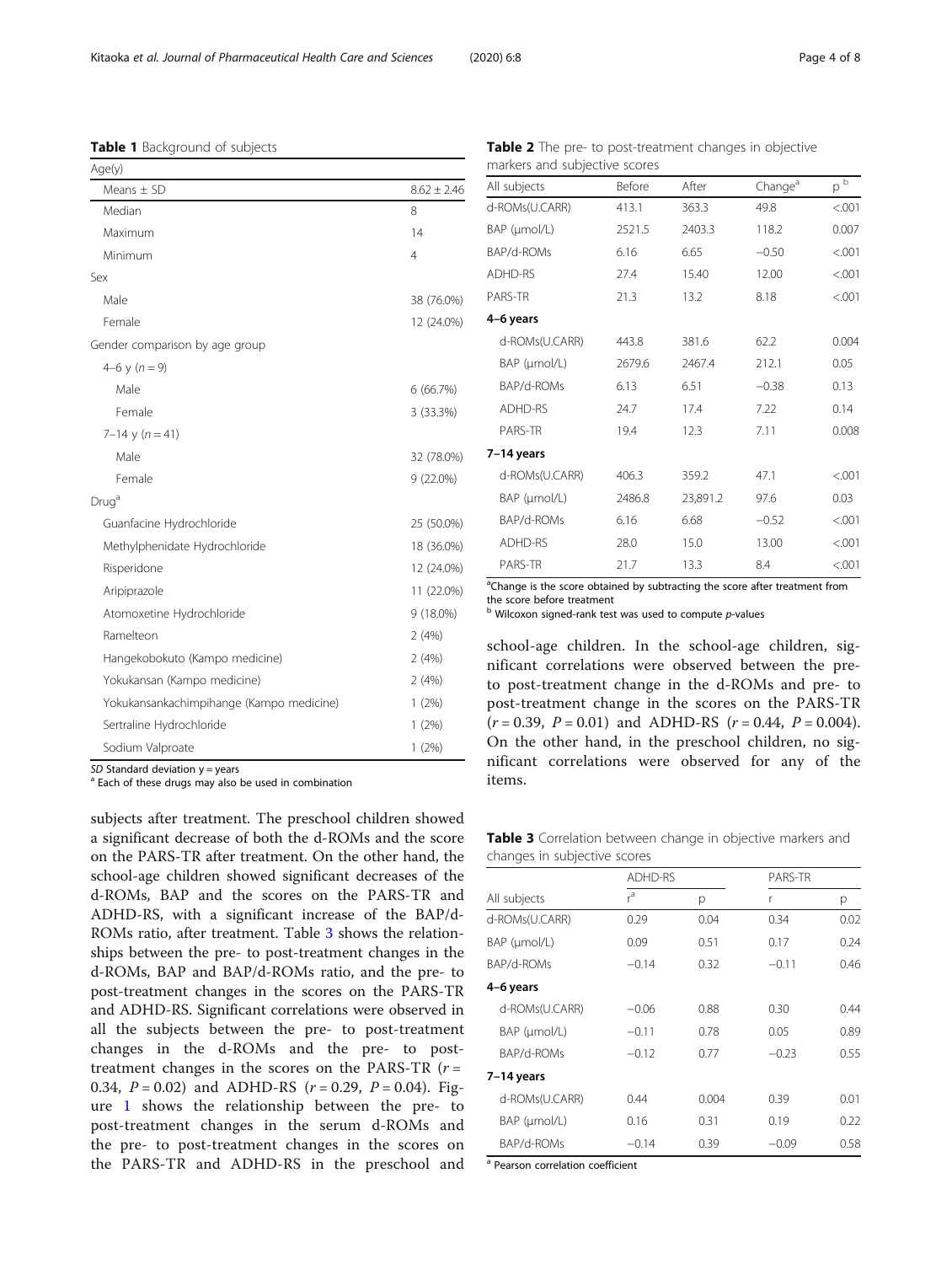**Table 1** Background of subjects

| Age(y) | |
|---|---|
| Means ± SD | 8.62 ± 2.46 |
| Median | 8 |
| Maximum | 14 |
| Minimum | 4 |
| Sex | |
| Male | 38 (76.0%) |
| Female | 12 (24.0%) |
| Gender comparison by age group | |
| 4–6 y (n = 9) | |
| Male | 6 (66.7%) |
| Female | 3 (33.3%) |
| 7–14 y (n = 41) | |
| Male | 32 (78.0%) |
| Female | 9 (22.0%) |
| Drug[a] | |
| Guanfacine Hydrochloride | 25 (50.0%) |
| Methylphenidate Hydrochloride | 18 (36.0%) |
| Risperidone | 12 (24.0%) |
| Aripiprazole | 11 (22.0%) |
| Atomoxetine Hydrochloride | 9 (18.0%) |
| Ramelteon | 2 (4%) |
| Hangekobokuto (Kampo medicine) | 2 (4%) |
| Yokukansan (Kampo medicine) | 2 (4%) |
| Yokukansankachimpihange (Kampo medicine) | 1 (2%) |
| Sertraline Hydrochloride | 1 (2%) |
| Sodium Valproate | 1 (2%) |

*SD* Standard deviation y = years
[a] Each of these drugs may also be used in combination

subjects after treatment. The preschool children showed a significant decrease of both the d-ROMs and the score on the PARS-TR after treatment. On the other hand, the school-age children showed significant decreases of the d-ROMs, BAP and the scores on the PARS-TR and ADHD-RS, with a significant increase of the BAP/d-ROMs ratio, after treatment. Table 3 shows the relationships between the pre- to post-treatment changes in the d-ROMs, BAP and BAP/d-ROMs ratio, and the pre- to post-treatment changes in the scores on the PARS-TR and ADHD-RS. Significant correlations were observed in all the subjects between the pre- to post-treatment changes in the d-ROMs and the pre- to post-treatment changes in the scores on the PARS-TR ($r = 0.34$, $P = 0.02$) and ADHD-RS ($r = 0.29$, $P = 0.04$). Figure 1 shows the relationship between the pre- to post-treatment changes in the serum d-ROMs and the pre- to post-treatment changes in the scores on the PARS-TR and ADHD-RS in the preschool and school-age children. In the school-age children, significant correlations were observed between the pre- to post-treatment change in the d-ROMs and pre- to post-treatment change in the scores on the PARS-TR ($r = 0.39$, $P = 0.01$) and ADHD-RS ($r = 0.44$, $P = 0.004$). On the other hand, in the preschool children, no significant correlations were observed for any of the items.

**Table 2** The pre- to post-treatment changes in objective markers and subjective scores

| All subjects | Before | After | Change[a] | p [b] |
|---|---|---|---|---|
| d-ROMs(U.CARR) | 413.1 | 363.3 | 49.8 | <.001 |
| BAP (μmol/L) | 2521.5 | 2403.3 | 118.2 | 0.007 |
| BAP/d-ROMs | 6.16 | 6.65 | −0.50 | <.001 |
| ADHD-RS | 27.4 | 15.40 | 12.00 | <.001 |
| PARS-TR | 21.3 | 13.2 | 8.18 | <.001 |
| **4–6 years** | | | | |
| d-ROMs(U.CARR) | 443.8 | 381.6 | 62.2 | 0.004 |
| BAP (μmol/L) | 2679.6 | 2467.4 | 212.1 | 0.05 |
| BAP/d-ROMs | 6.13 | 6.51 | −0.38 | 0.13 |
| ADHD-RS | 24.7 | 17.4 | 7.22 | 0.14 |
| PARS-TR | 19.4 | 12.3 | 7.11 | 0.008 |
| **7–14 years** | | | | |
| d-ROMs(U.CARR) | 406.3 | 359.2 | 47.1 | <.001 |
| BAP (μmol/L) | 2486.8 | 23,891.2 | 97.6 | 0.03 |
| BAP/d-ROMs | 6.16 | 6.68 | −0.52 | <.001 |
| ADHD-RS | 28.0 | 15.0 | 13.00 | <.001 |
| PARS-TR | 21.7 | 13.3 | 8.4 | <.001 |

[a] Change is the score obtained by subtracting the score after treatment from the score before treatment
[b] Wilcoxon signed-rank test was used to compute *p*-values

**Table 3** Correlation between change in objective markers and changes in subjective scores

| | ADHD-RS | | PARS-TR | |
|---|---|---|---|---|
| All subjects | r[a] | p | r | p |
| d-ROMs(U.CARR) | 0.29 | 0.04 | 0.34 | 0.02 |
| BAP (μmol/L) | 0.09 | 0.51 | 0.17 | 0.24 |
| BAP/d-ROMs | −0.14 | 0.32 | −0.11 | 0.46 |
| **4–6 years** | | | | |
| d-ROMs(U.CARR) | −0.06 | 0.88 | 0.30 | 0.44 |
| BAP (μmol/L) | −0.11 | 0.78 | 0.05 | 0.89 |
| BAP/d-ROMs | −0.12 | 0.77 | −0.23 | 0.55 |
| **7–14 years** | | | | |
| d-ROMs(U.CARR) | 0.44 | 0.004 | 0.39 | 0.01 |
| BAP (μmol/L) | 0.16 | 0.31 | 0.19 | 0.22 |
| BAP/d-ROMs | −0.14 | 0.39 | −0.09 | 0.58 |

[a] Pearson correlation coefficient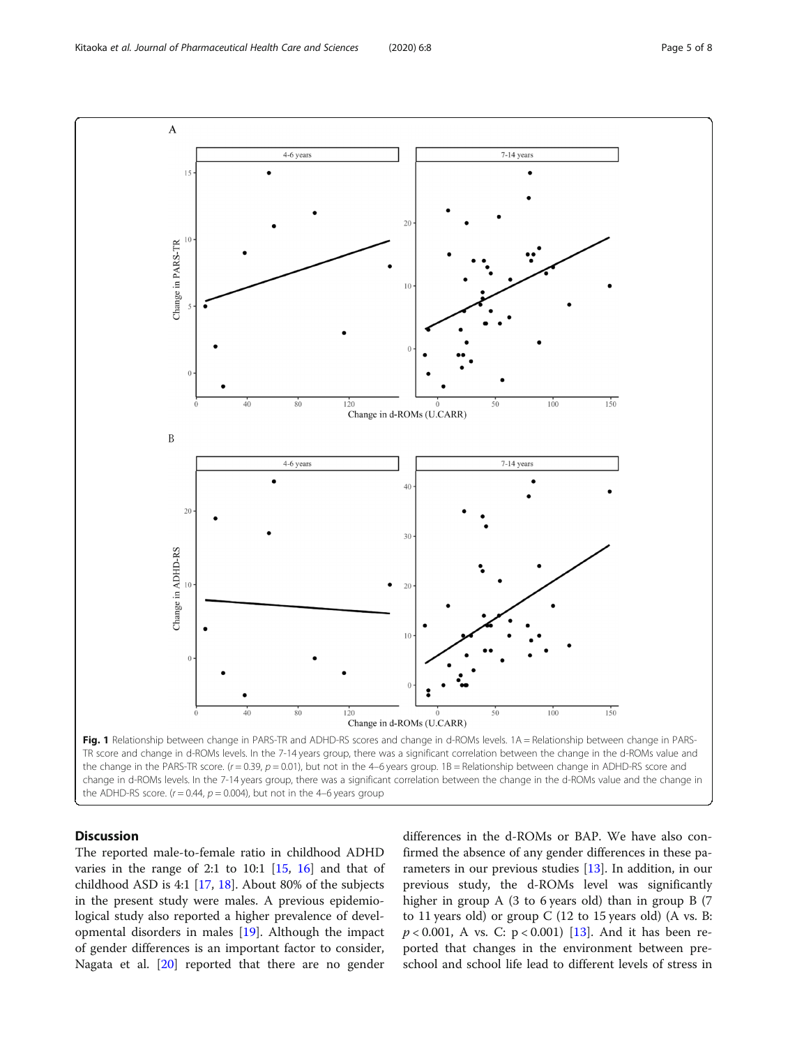**Fig. 1** Relationship between change in PARS-TR and ADHD-RS scores and change in d-ROMs levels. 1A = Relationship between change in PARS-TR score and change in d-ROMs levels. In the 7-14 years group, there was a significant correlation between the change in the d-ROMs value and the change in the PARS-TR score. ($r = 0.39$, $p = 0.01$), but not in the 4–6 years group. 1B = Relationship between change in ADHD-RS score and change in d-ROMs levels. In the 7-14 years group, there was a significant correlation between the change in the d-ROMs value and the change in the ADHD-RS score. ($r = 0.44$, $p = 0.004$), but not in the 4–6 years group

## Discussion

The reported male-to-female ratio in childhood ADHD varies in the range of 2:1 to 10:1 [15, 16] and that of childhood ASD is 4:1 [17, 18]. About 80% of the subjects in the present study were males. A previous epidemiological study also reported a higher prevalence of developmental disorders in males [19]. Although the impact of gender differences is an important factor to consider, Nagata et al. [20] reported that there are no gender differences in the d-ROMs or BAP. We have also confirmed the absence of any gender differences in these parameters in our previous studies [13]. In addition, in our previous study, the d-ROMs level was significantly higher in group A (3 to 6 years old) than in group B (7 to 11 years old) or group C (12 to 15 years old) (A vs. B: $p < 0.001$, A vs. C: $p < 0.001$) [13]. And it has been reported that changes in the environment between preschool and school life lead to different levels of stress in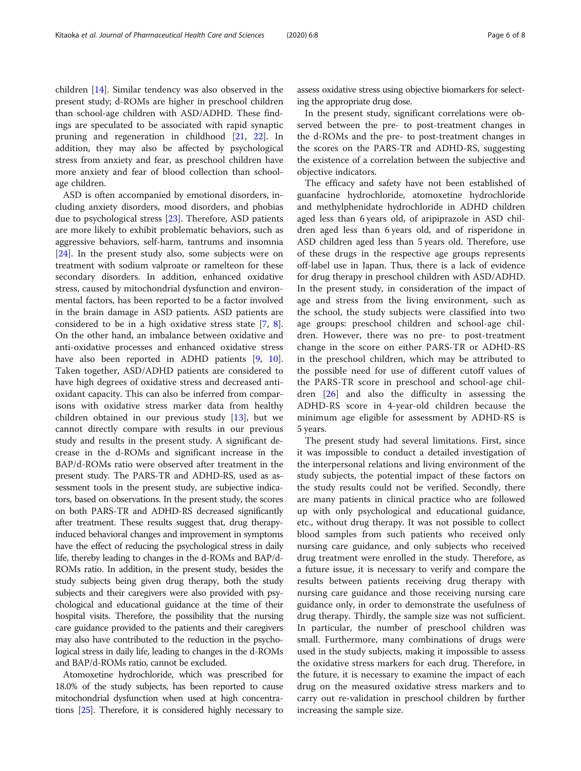children [14]. Similar tendency was also observed in the present study; d-ROMs are higher in preschool children than school-age children with ASD/ADHD. These findings are speculated to be associated with rapid synaptic pruning and regeneration in childhood [21, 22]. In addition, they may also be affected by psychological stress from anxiety and fear, as preschool children have more anxiety and fear of blood collection than school-age children.

ASD is often accompanied by emotional disorders, including anxiety disorders, mood disorders, and phobias due to psychological stress [23]. Therefore, ASD patients are more likely to exhibit problematic behaviors, such as aggressive behaviors, self-harm, tantrums and insomnia [24]. In the present study also, some subjects were on treatment with sodium valproate or ramelteon for these secondary disorders. In addition, enhanced oxidative stress, caused by mitochondrial dysfunction and environmental factors, has been reported to be a factor involved in the brain damage in ASD patients. ASD patients are considered to be in a high oxidative stress state [7, 8]. On the other hand, an imbalance between oxidative and anti-oxidative processes and enhanced oxidative stress have also been reported in ADHD patients [9, 10]. Taken together, ASD/ADHD patients are considered to have high degrees of oxidative stress and decreased antioxidant capacity. This can also be inferred from comparisons with oxidative stress marker data from healthy children obtained in our previous study [13], but we cannot directly compare with results in our previous study and results in the present study. A significant decrease in the d-ROMs and significant increase in the BAP/d-ROMs ratio were observed after treatment in the present study. The PARS-TR and ADHD-RS, used as assessment tools in the present study, are subjective indicators, based on observations. In the present study, the scores on both PARS-TR and ADHD-RS decreased significantly after treatment. These results suggest that, drug therapy-induced behavioral changes and improvement in symptoms have the effect of reducing the psychological stress in daily life, thereby leading to changes in the d-ROMs and BAP/d-ROMs ratio. In addition, in the present study, besides the study subjects being given drug therapy, both the study subjects and their caregivers were also provided with psychological and educational guidance at the time of their hospital visits. Therefore, the possibility that the nursing care guidance provided to the patients and their caregivers may also have contributed to the reduction in the psychological stress in daily life, leading to changes in the d-ROMs and BAP/d-ROMs ratio, cannot be excluded.

Atomoxetine hydrochloride, which was prescribed for 18.0% of the study subjects, has been reported to cause mitochondrial dysfunction when used at high concentrations [25]. Therefore, it is considered highly necessary to assess oxidative stress using objective biomarkers for selecting the appropriate drug dose.

In the present study, significant correlations were observed between the pre- to post-treatment changes in the d-ROMs and the pre- to post-treatment changes in the scores on the PARS-TR and ADHD-RS, suggesting the existence of a correlation between the subjective and objective indicators.

The efficacy and safety have not been established of guanfacine hydrochloride, atomoxetine hydrochloride and methylphenidate hydrochloride in ADHD children aged less than 6 years old, of aripiprazole in ASD children aged less than 6 years old, and of risperidone in ASD children aged less than 5 years old. Therefore, use of these drugs in the respective age groups represents off-label use in Japan. Thus, there is a lack of evidence for drug therapy in preschool children with ASD/ADHD. In the present study, in consideration of the impact of age and stress from the living environment, such as the school, the study subjects were classified into two age groups: preschool children and school-age children. However, there was no pre- to post-treatment change in the score on either PARS-TR or ADHD-RS in the preschool children, which may be attributed to the possible need for use of different cutoff values of the PARS-TR score in preschool and school-age children [26] and also the difficulty in assessing the ADHD-RS score in 4-year-old children because the minimum age eligible for assessment by ADHD-RS is 5 years.

The present study had several limitations. First, since it was impossible to conduct a detailed investigation of the interpersonal relations and living environment of the study subjects, the potential impact of these factors on the study results could not be verified. Secondly, there are many patients in clinical practice who are followed up with only psychological and educational guidance, etc., without drug therapy. It was not possible to collect blood samples from such patients who received only nursing care guidance, and only subjects who received drug treatment were enrolled in the study. Therefore, as a future issue, it is necessary to verify and compare the results between patients receiving drug therapy with nursing care guidance and those receiving nursing care guidance only, in order to demonstrate the usefulness of drug therapy. Thirdly, the sample size was not sufficient. In particular, the number of preschool children was small. Furthermore, many combinations of drugs were used in the study subjects, making it impossible to assess the oxidative stress markers for each drug. Therefore, in the future, it is necessary to examine the impact of each drug on the measured oxidative stress markers and to carry out re-validation in preschool children by further increasing the sample size.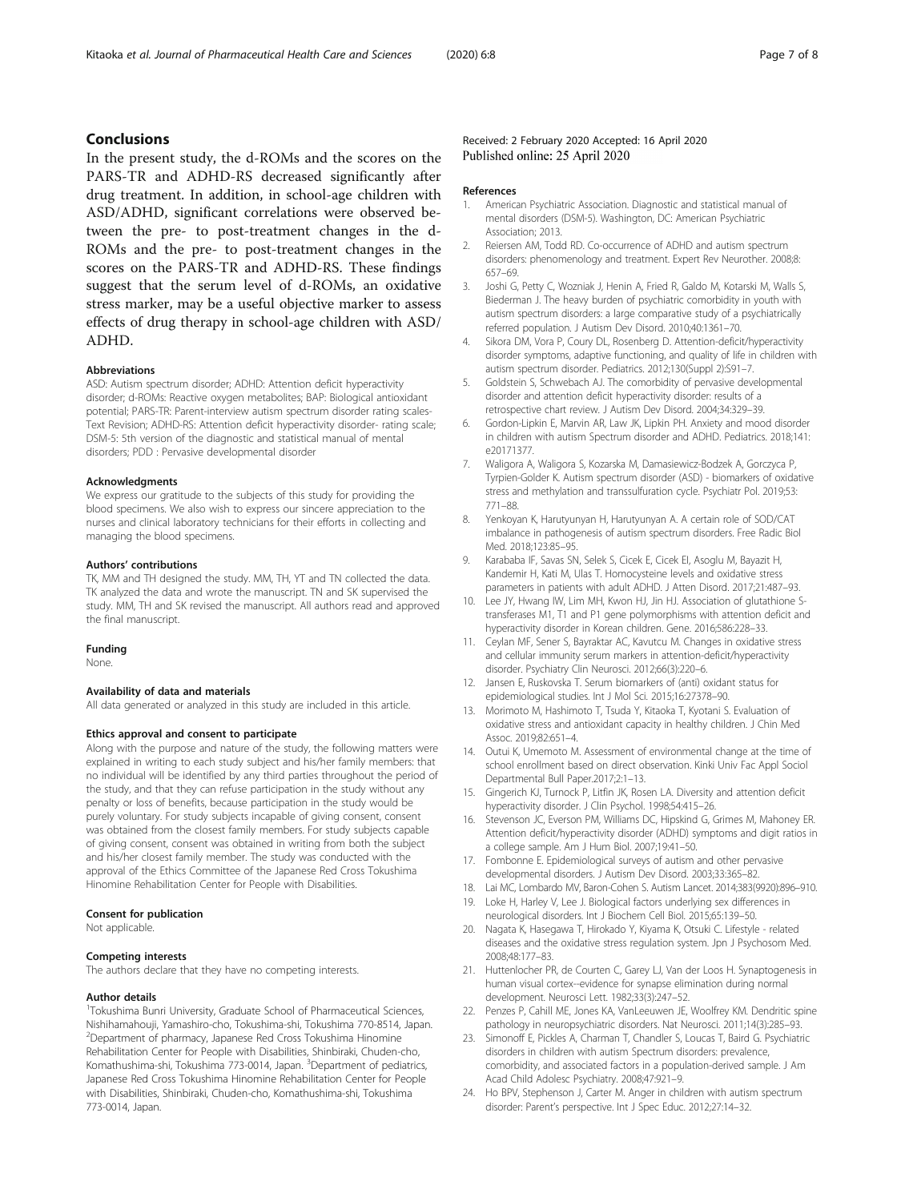## Conclusions

In the present study, the d-ROMs and the scores on the PARS-TR and ADHD-RS decreased significantly after drug treatment. In addition, in school-age children with ASD/ADHD, significant correlations were observed between the pre- to post-treatment changes in the d-ROMs and the pre- to post-treatment changes in the scores on the PARS-TR and ADHD-RS. These findings suggest that the serum level of d-ROMs, an oxidative stress marker, may be a useful objective marker to assess effects of drug therapy in school-age children with ASD/ADHD.

#### Abbreviations

ASD: Autism spectrum disorder; ADHD: Attention deficit hyperactivity disorder; d-ROMs: Reactive oxygen metabolites; BAP: Biological antioxidant potential; PARS-TR: Parent-interview autism spectrum disorder rating scales-Text Revision; ADHD-RS: Attention deficit hyperactivity disorder- rating scale; DSM-5: 5th version of the diagnostic and statistical manual of mental disorders; PDD : Pervasive developmental disorder

#### Acknowledgments

We express our gratitude to the subjects of this study for providing the blood specimens. We also wish to express our sincere appreciation to the nurses and clinical laboratory technicians for their efforts in collecting and managing the blood specimens.

#### Authors' contributions

TK, MM and TH designed the study. MM, TH, YT and TN collected the data. TK analyzed the data and wrote the manuscript. TN and SK supervised the study. MM, TH and SK revised the manuscript. All authors read and approved the final manuscript.

#### Funding

None.

#### Availability of data and materials

All data generated or analyzed in this study are included in this article.

#### Ethics approval and consent to participate

Along with the purpose and nature of the study, the following matters were explained in writing to each study subject and his/her family members: that no individual will be identified by any third parties throughout the period of the study, and that they can refuse participation in the study without any penalty or loss of benefits, because participation in the study would be purely voluntary. For study subjects incapable of giving consent, consent was obtained from the closest family members. For study subjects capable of giving consent, consent was obtained in writing from both the subject and his/her closest family member. The study was conducted with the approval of the Ethics Committee of the Japanese Red Cross Tokushima Hinomine Rehabilitation Center for People with Disabilities.

#### Consent for publication

Not applicable.

#### Competing interests

The authors declare that they have no competing interests.

#### Author details

[1]Tokushima Bunri University, Graduate School of Pharmaceutical Sciences, Nishihamahouji, Yamashiro-cho, Tokushima-shi, Tokushima 770-8514, Japan. [2]Department of pharmacy, Japanese Red Cross Tokushima Hinomine Rehabilitation Center for People with Disabilities, Shinbiraki, Chuden-cho, Komathushima-shi, Tokushima 773-0014, Japan. [3]Department of pediatrics, Japanese Red Cross Tokushima Hinomine Rehabilitation Center for People with Disabilities, Shinbiraki, Chuden-cho, Komathushima-shi, Tokushima 773-0014, Japan.

Received: 2 February 2020 Accepted: 16 April 2020
Published online: 25 April 2020

#### References

1. American Psychiatric Association. Diagnostic and statistical manual of mental disorders (DSM-5). Washington, DC: American Psychiatric Association; 2013.
2. Reiersen AM, Todd RD. Co-occurrence of ADHD and autism spectrum disorders: phenomenology and treatment. Expert Rev Neurother. 2008;8: 657–69.
3. Joshi G, Petty C, Wozniak J, Henin A, Fried R, Galdo M, Kotarski M, Walls S, Biederman J. The heavy burden of psychiatric comorbidity in youth with autism spectrum disorders: a large comparative study of a psychiatrically referred population. J Autism Dev Disord. 2010;40:1361–70.
4. Sikora DM, Vora P, Coury DL, Rosenberg D. Attention-deficit/hyperactivity disorder symptoms, adaptive functioning, and quality of life in children with autism spectrum disorder. Pediatrics. 2012;130(Suppl 2):S91–7.
5. Goldstein S, Schwebach AJ. The comorbidity of pervasive developmental disorder and attention deficit hyperactivity disorder: results of a retrospective chart review. J Autism Dev Disord. 2004;34:329–39.
6. Gordon-Lipkin E, Marvin AR, Law JK, Lipkin PH. Anxiety and mood disorder in children with autism Spectrum disorder and ADHD. Pediatrics. 2018;141: e20171377.
7. Waligora A, Waligora S, Kozarska M, Damasiewicz-Bodzek A, Gorczyca P, Tyrpien-Golder K. Autism spectrum disorder (ASD) - biomarkers of oxidative stress and methylation and transsulfuration cycle. Psychiatr Pol. 2019;53: 771–88.
8. Yenkoyan K, Harutyunyan H, Harutyunyan A. A certain role of SOD/CAT imbalance in pathogenesis of autism spectrum disorders. Free Radic Biol Med. 2018;123:85–95.
9. Karababa IF, Savas SN, Selek S, Cicek E, Cicek EI, Asoglu M, Bayazit H, Kandemir H, Kati M, Ulas T. Homocysteine levels and oxidative stress parameters in patients with adult ADHD. J Atten Disord. 2017;21:487–93.
10. Lee JY, Hwang IW, Lim MH, Kwon HJ, Jin HJ. Association of glutathione S-transferases M1, T1 and P1 gene polymorphisms with attention deficit and hyperactivity disorder in Korean children. Gene. 2016;586:228–33.
11. Ceylan MF, Sener S, Bayraktar AC, Kavutcu M. Changes in oxidative stress and cellular immunity serum markers in attention-deficit/hyperactivity disorder. Psychiatry Clin Neurosci. 2012;66(3):220–6.
12. Jansen E, Ruskovska T. Serum biomarkers of (anti) oxidant status for epidemiological studies. Int J Mol Sci. 2015;16:27378–90.
13. Morimoto M, Hashimoto T, Tsuda Y, Kitaoka T, Kyotani S. Evaluation of oxidative stress and antioxidant capacity in healthy children. J Chin Med Assoc. 2019;82:651–4.
14. Outui K, Umemoto M. Assessment of environmental change at the time of school enrollment based on direct observation. Kinki Univ Fac Appl Sociol Departmental Bull Paper.2017;2:1–13.
15. Gingerich KJ, Turnock P, Litfin JK, Rosen LA. Diversity and attention deficit hyperactivity disorder. J Clin Psychol. 1998;54:415–26.
16. Stevenson JC, Everson PM, Williams DC, Hipskind G, Grimes M, Mahoney ER. Attention deficit/hyperactivity disorder (ADHD) symptoms and digit ratios in a college sample. Am J Hum Biol. 2007;19:41–50.
17. Fombonne E. Epidemiological surveys of autism and other pervasive developmental disorders. J Autism Dev Disord. 2003;33:365–82.
18. Lai MC, Lombardo MV, Baron-Cohen S. Autism Lancet. 2014;383(9920):896–910.
19. Loke H, Harley V, Lee J. Biological factors underlying sex differences in neurological disorders. Int J Biochem Cell Biol. 2015;65:139–50.
20. Nagata K, Hasegawa T, Hirokado Y, Kiyama K, Otsuki C. Lifestyle - related diseases and the oxidative stress regulation system. Jpn J Psychosom Med. 2008;48:177–83.
21. Huttenlocher PR, de Courten C, Garey LJ, Van der Loos H. Synaptogenesis in human visual cortex--evidence for synapse elimination during normal development. Neurosci Lett. 1982;33(3):247–52.
22. Penzes P, Cahill ME, Jones KA, VanLeeuwen JE, Woolfrey KM. Dendritic spine pathology in neuropsychiatric disorders. Nat Neurosci. 2011;14(3):285–93.
23. Simonoff E, Pickles A, Charman T, Chandler S, Loucas T, Baird G. Psychiatric disorders in children with autism Spectrum disorders: prevalence, comorbidity, and associated factors in a population-derived sample. J Am Acad Child Adolesc Psychiatry. 2008;47:921–9.
24. Ho BPV, Stephenson J, Carter M. Anger in children with autism spectrum disorder: Parent's perspective. Int J Spec Educ. 2012;27:14–32.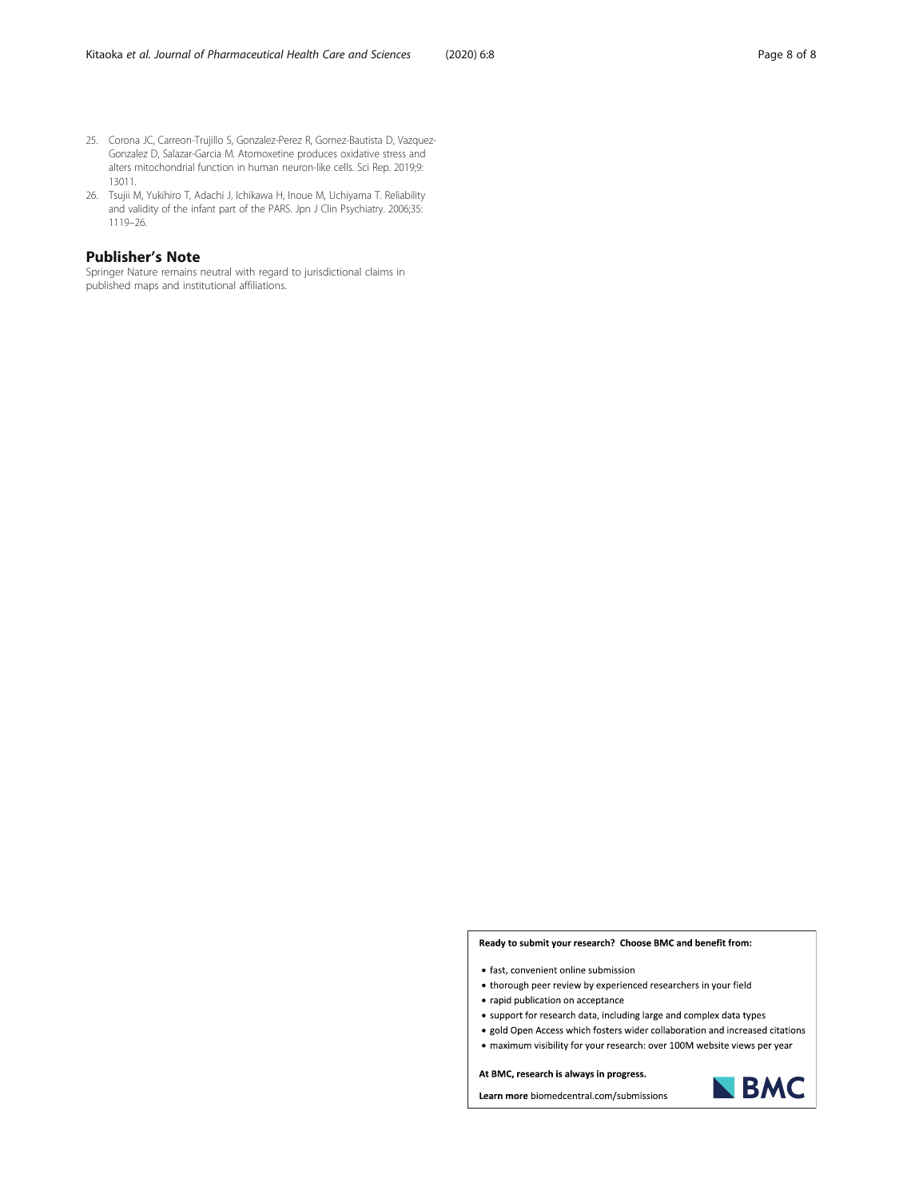25. Corona JC, Carreon-Trujillo S, Gonzalez-Perez R, Gomez-Bautista D, Vazquez-Gonzalez D, Salazar-Garcia M. Atomoxetine produces oxidative stress and alters mitochondrial function in human neuron-like cells. Sci Rep. 2019;9:13011.
26. Tsujii M, Yukihiro T, Adachi J, Ichikawa H, Inoue M, Uchiyama T. Reliability and validity of the infant part of the PARS. Jpn J Clin Psychiatry. 2006;35:1119–26.

## Publisher's Note

Springer Nature remains neutral with regard to jurisdictional claims in published maps and institutional affiliations.

**Ready to submit your research? Choose BMC and benefit from:**

- fast, convenient online submission
- thorough peer review by experienced researchers in your field
- rapid publication on acceptance
- support for research data, including large and complex data types
- gold Open Access which fosters wider collaboration and increased citations
- maximum visibility for your research: over 100M website views per year

**At BMC, research is always in progress.**

**Learn more** biomedcentral.com/submissions

BMC